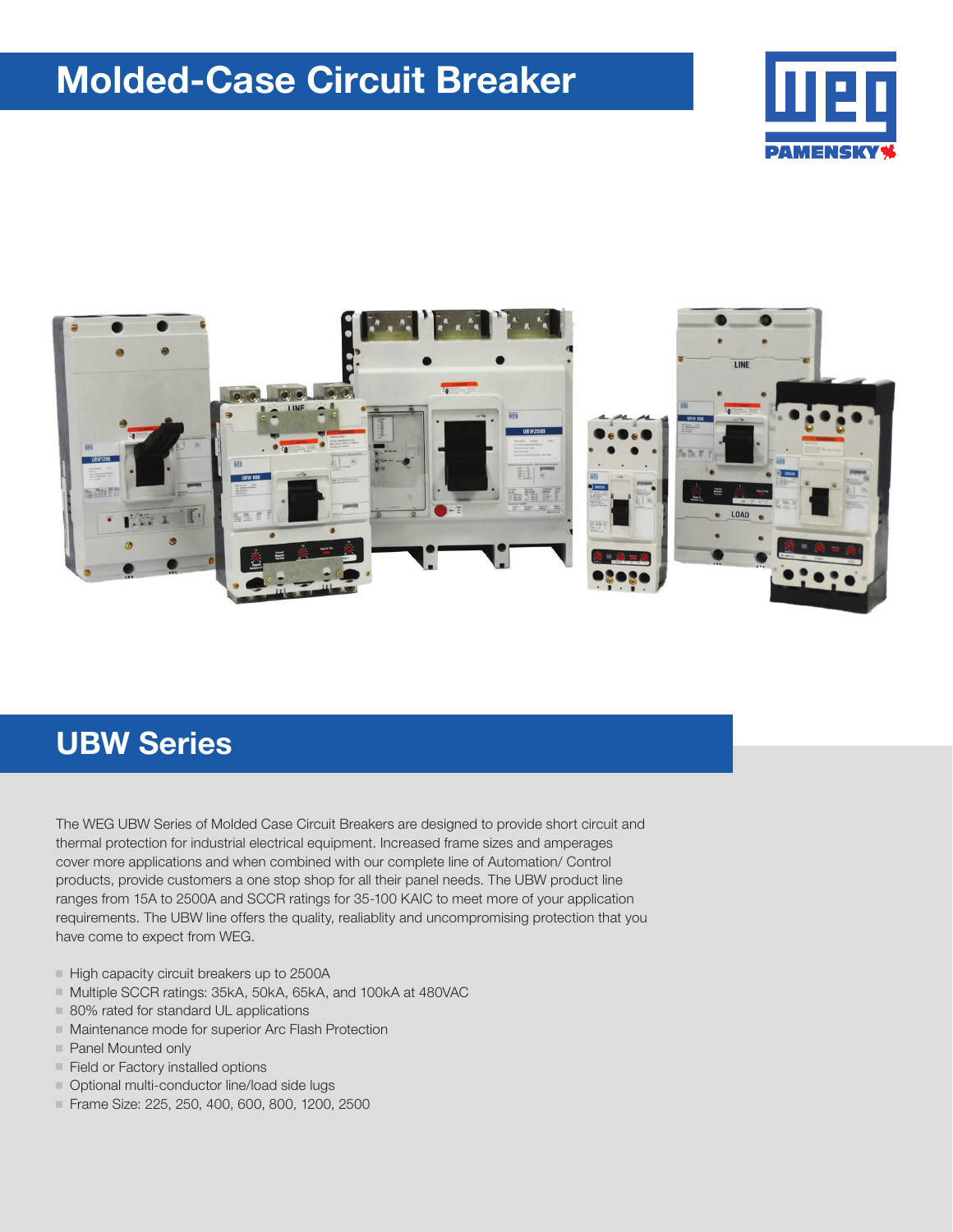# Molded-Case Circuit Breaker

## UBW Series

The WEG UBW Series of Molded Case Circuit Breakers are designed to provide short circuit and thermal protection for industrial electrical equipment. Increased frame sizes and amperages cover more applications and when combined with our complete line of Automation/ Control products, provide customers a one stop shop for all their panel needs. The UBW product line ranges from 15A to 2500A and SCCR ratings for 35-100 KAIC to meet more of your application requirements. The UBW line offers the quality, realiablity and uncompromising protection that you have come to expect from WEG.

- High capacity circuit breakers up to 2500A
- Multiple SCCR ratings: 35kA, 50kA, 65kA, and 100kA at 480VAC
- 80% rated for standard UL applications
- Maintenance mode for superior Arc Flash Protection
- Panel Mounted only
- Field or Factory installed options
- Optional multi-conductor line/load side lugs
- Frame Size: 225, 250, 400, 600, 800, 1200, 2500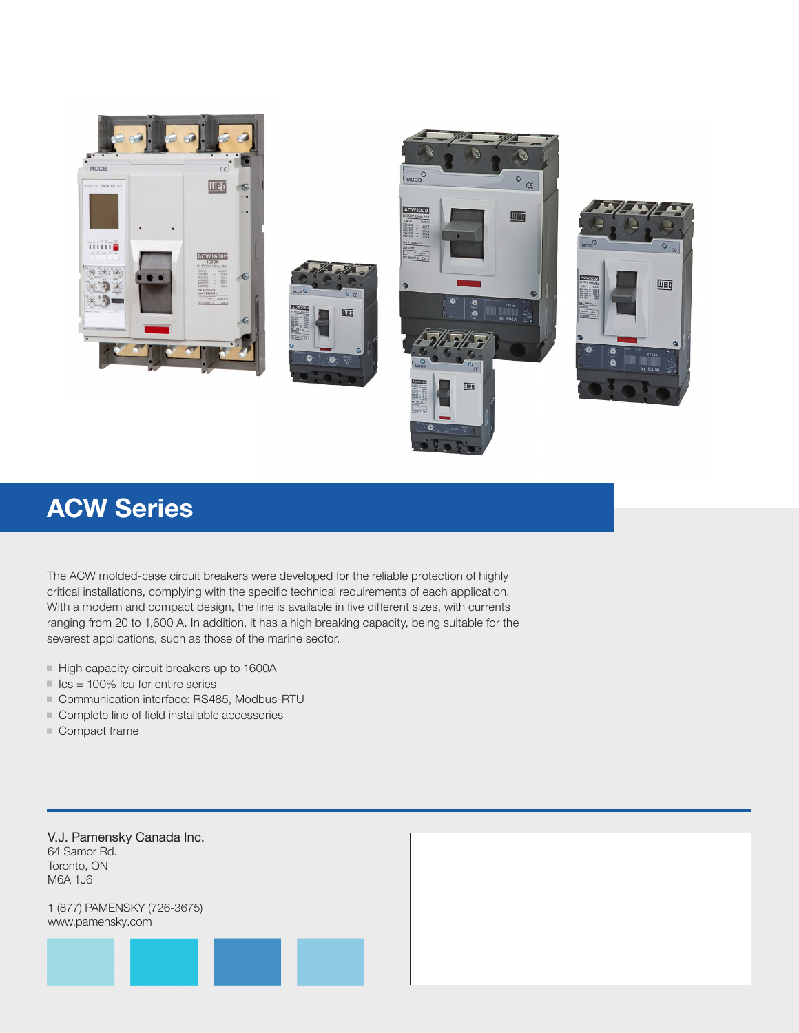# ACW Series

The ACW molded-case circuit breakers were developed for the reliable protection of highly critical installations, complying with the specific technical requirements of each application. With a modern and compact design, the line is available in five different sizes, with currents ranging from 20 to 1,600 A. In addition, it has a high breaking capacity, being suitable for the severest applications, such as those of the marine sector.

- High capacity circuit breakers up to 1600A
- Ics = 100% Icu for entire series
- Communication interface: RS485, Modbus-RTU
- Complete line of field installable accessories
- Compact frame

V.J. Pamensky Canada Inc.
64 Samor Rd.
Toronto, ON
M6A 1J6

1 (877) PAMENSKY (726-3675)
www.pamensky.com